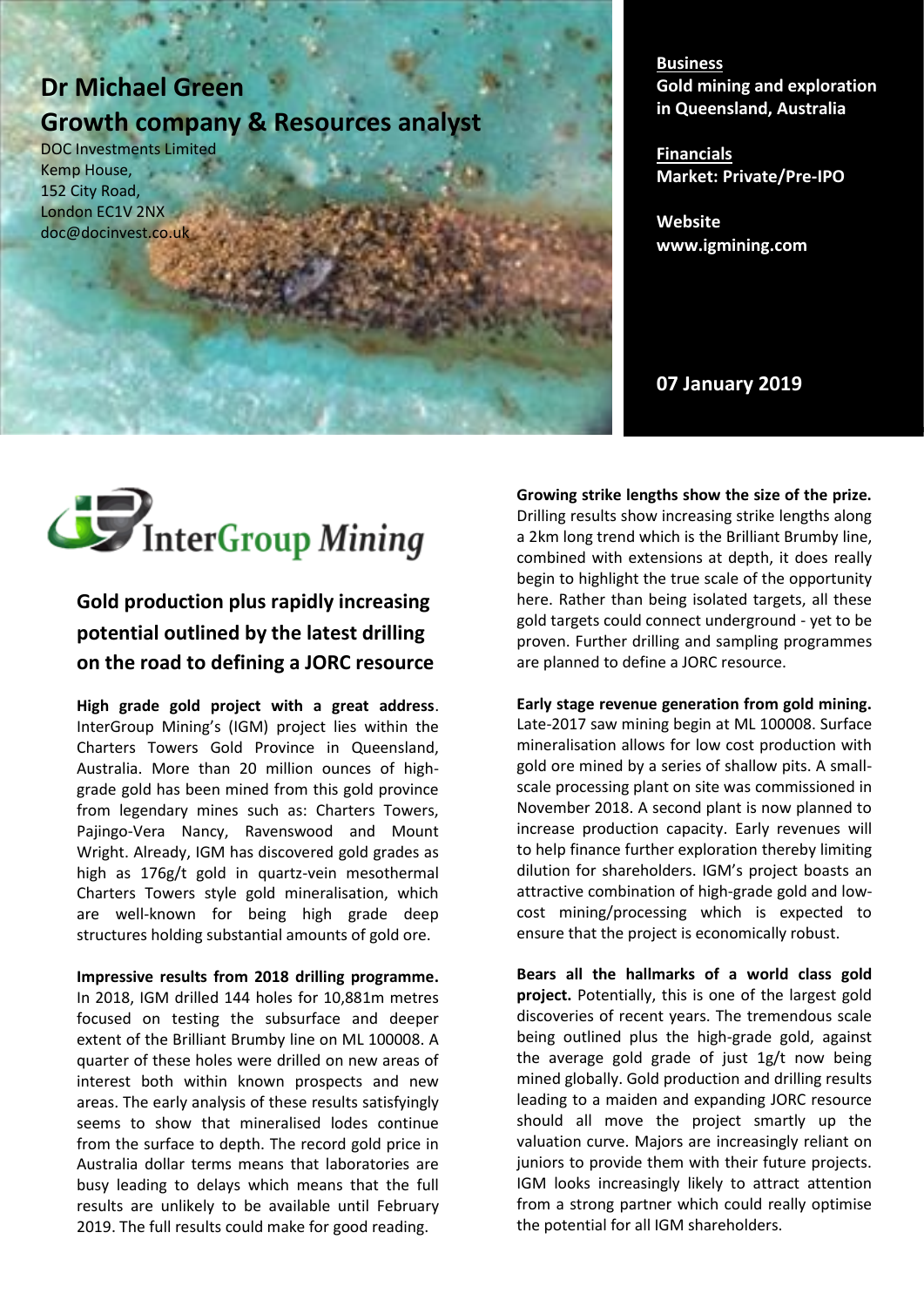# Dr Michael Green
## Growth company & Resources analyst

DOC Investments Limited
Kemp House,
152 City Road,
London EC1V 2NX
doc@docinvest.co.uk

**Business**
**Gold mining and exploration in Queensland, Australia**

**Financials**
**Market: Private/Pre-IPO**

**Website**
**www.igmining.com**

**07 January 2019**

InterGroup Mining

## Gold production plus rapidly increasing potential outlined by the latest drilling on the road to defining a JORC resource

**High grade gold project with a great address**. InterGroup Mining's (IGM) project lies within the Charters Towers Gold Province in Queensland, Australia. More than 20 million ounces of high-grade gold has been mined from this gold province from legendary mines such as: Charters Towers, Pajingo-Vera Nancy, Ravenswood and Mount Wright. Already, IGM has discovered gold grades as high as 176g/t gold in quartz-vein mesothermal Charters Towers style gold mineralisation, which are well-known for being high grade deep structures holding substantial amounts of gold ore.

**Impressive results from 2018 drilling programme.** In 2018, IGM drilled 144 holes for 10,881m metres focused on testing the subsurface and deeper extent of the Brilliant Brumby line on ML 100008. A quarter of these holes were drilled on new areas of interest both within known prospects and new areas. The early analysis of these results satisfyingly seems to show that mineralised lodes continue from the surface to depth. The record gold price in Australia dollar terms means that laboratories are busy leading to delays which means that the full results are unlikely to be available until February 2019. The full results could make for good reading.

**Growing strike lengths show the size of the prize.** Drilling results show increasing strike lengths along a 2km long trend which is the Brilliant Brumby line, combined with extensions at depth, it does really begin to highlight the true scale of the opportunity here. Rather than being isolated targets, all these gold targets could connect underground - yet to be proven. Further drilling and sampling programmes are planned to define a JORC resource.

**Early stage revenue generation from gold mining.** Late-2017 saw mining begin at ML 100008. Surface mineralisation allows for low cost production with gold ore mined by a series of shallow pits. A small-scale processing plant on site was commissioned in November 2018. A second plant is now planned to increase production capacity. Early revenues will to help finance further exploration thereby limiting dilution for shareholders. IGM's project boasts an attractive combination of high-grade gold and low-cost mining/processing which is expected to ensure that the project is economically robust.

**Bears all the hallmarks of a world class gold project.** Potentially, this is one of the largest gold discoveries of recent years. The tremendous scale being outlined plus the high-grade gold, against the average gold grade of just 1g/t now being mined globally. Gold production and drilling results leading to a maiden and expanding JORC resource should all move the project smartly up the valuation curve. Majors are increasingly reliant on juniors to provide them with their future projects. IGM looks increasingly likely to attract attention from a strong partner which could really optimise the potential for all IGM shareholders.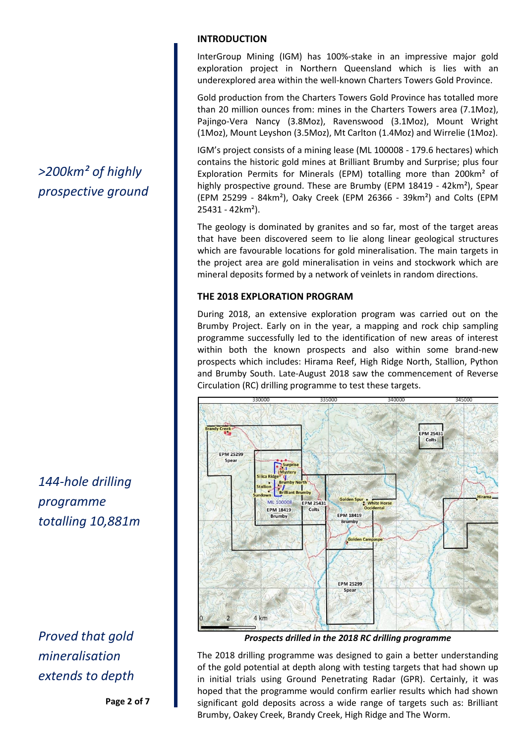## INTRODUCTION

InterGroup Mining (IGM) has 100%-stake in an impressive major gold exploration project in Northern Queensland which is lies with an underexplored area within the well-known Charters Towers Gold Province.

Gold production from the Charters Towers Gold Province has totalled more than 20 million ounces from: mines in the Charters Towers area (7.1Moz), Pajingo-Vera Nancy (3.8Moz), Ravenswood (3.1Moz), Mount Wright (1Moz), Mount Leyshon (3.5Moz), Mt Carlton (1.4Moz) and Wirrelie (1Moz).

*>200km² of highly prospective ground*

IGM's project consists of a mining lease (ML 100008 - 179.6 hectares) which contains the historic gold mines at Brilliant Brumby and Surprise; plus four Exploration Permits for Minerals (EPM) totalling more than 200km² of highly prospective ground. These are Brumby (EPM 18419 - 42km²), Spear (EPM 25299 - 84km²), Oaky Creek (EPM 26366 - 39km²) and Colts (EPM 25431 - 42km²).

The geology is dominated by granites and so far, most of the target areas that have been discovered seem to lie along linear geological structures which are favourable locations for gold mineralisation. The main targets in the project area are gold mineralisation in veins and stockwork which are mineral deposits formed by a network of veinlets in random directions.

## THE 2018 EXPLORATION PROGRAM

During 2018, an extensive exploration program was carried out on the Brumby Project. Early on in the year, a mapping and rock chip sampling programme successfully led to the identification of new areas of interest within both the known prospects and also within some brand-new prospects which includes: Hirama Reef, High Ridge North, Stallion, Python and Brumby South. Late-August 2018 saw the commencement of Reverse Circulation (RC) drilling programme to test these targets.

*144-hole drilling programme totalling 10,881m*

***Prospects drilled in the 2018 RC drilling programme***

*Proved that gold mineralisation extends to depth*

The 2018 drilling programme was designed to gain a better understanding of the gold potential at depth along with testing targets that had shown up in initial trials using Ground Penetrating Radar (GPR). Certainly, it was hoped that the programme would confirm earlier results which had shown significant gold deposits across a wide range of targets such as: Brilliant Brumby, Oakey Creek, Brandy Creek, High Ridge and The Worm.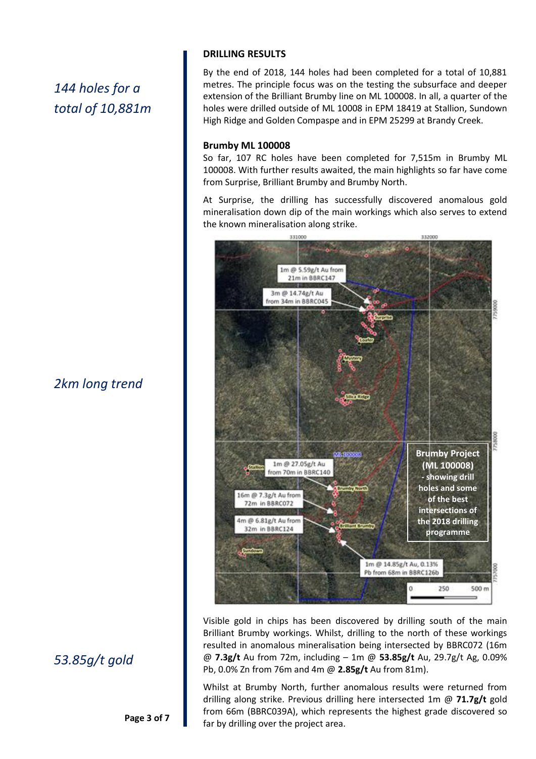*144 holes for a total of 10,881m*

## DRILLING RESULTS

By the end of 2018, 144 holes had been completed for a total of 10,881 metres. The principle focus was on the testing the subsurface and deeper extension of the Brilliant Brumby line on ML 100008. In all, a quarter of the holes were drilled outside of ML 10008 in EPM 18419 at Stallion, Sundown High Ridge and Golden Compaspe and in EPM 25299 at Brandy Creek.

### Brumby ML 100008

So far, 107 RC holes have been completed for 7,515m in Brumby ML 100008. With further results awaited, the main highlights so far have come from Surprise, Brilliant Brumby and Brumby North.

*2km long trend*

At Surprise, the drilling has successfully discovered anomalous gold mineralisation down dip of the main workings which also serves to extend the known mineralisation along strike.

Brumby Project (ML 100008) - showing drill holes and some of the best intersections of the 2018 drilling programme

*53.85g/t gold*

Visible gold in chips has been discovered by drilling south of the main Brilliant Brumby workings. Whilst, drilling to the north of these workings resulted in anomalous mineralisation being intersected by BBRC072 (16m @ **7.3g/t** Au from 72m, including – 1m @ **53.85g/t** Au, 29.7g/t Ag, 0.09% Pb, 0.0% Zn from 76m and 4m @ **2.85g/t** Au from 81m).

Whilst at Brumby North, further anomalous results were returned from drilling along strike. Previous drilling here intersected 1m @ **71.7g/t** gold from 66m (BBRC039A), which represents the highest grade discovered so far by drilling over the project area.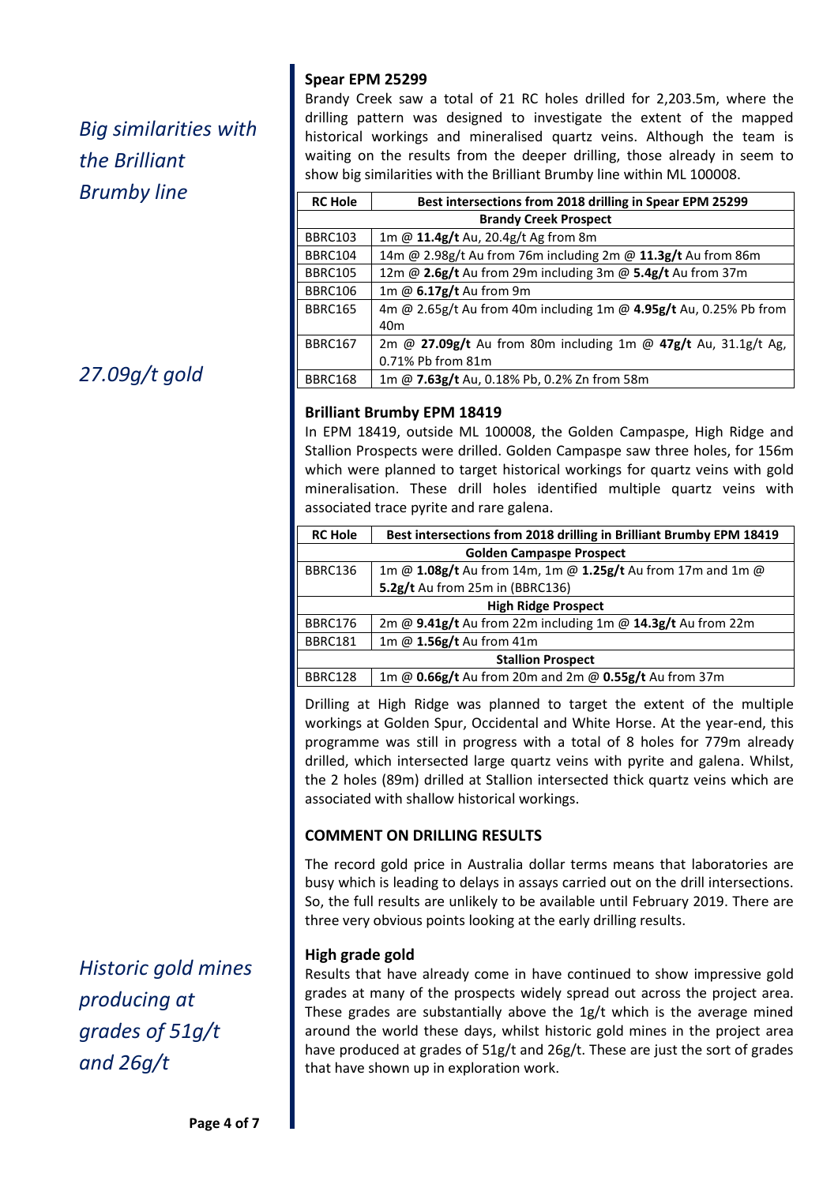*Big similarities with the Brilliant Brumby line*

### Spear EPM 25299

Brandy Creek saw a total of 21 RC holes drilled for 2,203.5m, where the drilling pattern was designed to investigate the extent of the mapped historical workings and mineralised quartz veins. Although the team is waiting on the results from the deeper drilling, those already in seem to show big similarities with the Brilliant Brumby line within ML 100008.

*27.09g/t gold*

| RC Hole | Best intersections from 2018 drilling in Spear EPM 25299 |
|---|---|
| **Brandy Creek Prospect** | |
| BBRC103 | 1m @ **11.4g/t** Au, 20.4g/t Ag from 8m |
| BBRC104 | 14m @ 2.98g/t Au from 76m including 2m @ **11.3g/t** Au from 86m |
| BBRC105 | 12m @ **2.6g/t** Au from 29m including 3m @ **5.4g/t** Au from 37m |
| BBRC106 | 1m @ **6.17g/t** Au from 9m |
| BBRC165 | 4m @ 2.65g/t Au from 40m including 1m @ **4.95g/t** Au, 0.25% Pb from 40m |
| BBRC167 | 2m @ **27.09g/t** Au from 80m including 1m @ **47g/t** Au, 31.1g/t Ag, 0.71% Pb from 81m |
| BBRC168 | 1m @ **7.63g/t** Au, 0.18% Pb, 0.2% Zn from 58m |

### Brilliant Brumby EPM 18419

In EPM 18419, outside ML 100008, the Golden Campaspe, High Ridge and Stallion Prospects were drilled. Golden Campaspe saw three holes, for 156m which were planned to target historical workings for quartz veins with gold mineralisation. These drill holes identified multiple quartz veins with associated trace pyrite and rare galena.

| RC Hole | Best intersections from 2018 drilling in Brilliant Brumby EPM 18419 |
|---|---|
| **Golden Campaspe Prospect** | |
| BBRC136 | 1m @ **1.08g/t** Au from 14m, 1m @ **1.25g/t** Au from 17m and 1m @ **5.2g/t** Au from 25m in (BBRC136) |
| **High Ridge Prospect** | |
| BBRC176 | 2m @ **9.41g/t** Au from 22m including 1m @ **14.3g/t** Au from 22m |
| BBRC181 | 1m @ **1.56g/t** Au from 41m |
| **Stallion Prospect** | |
| BBRC128 | 1m @ **0.66g/t** Au from 20m and 2m @ **0.55g/t** Au from 37m |

Drilling at High Ridge was planned to target the extent of the multiple workings at Golden Spur, Occidental and White Horse. At the year-end, this programme was still in progress with a total of 8 holes for 779m already drilled, which intersected large quartz veins with pyrite and galena. Whilst, the 2 holes (89m) drilled at Stallion intersected thick quartz veins which are associated with shallow historical workings.

### COMMENT ON DRILLING RESULTS

The record gold price in Australia dollar terms means that laboratories are busy which is leading to delays in assays carried out on the drill intersections. So, the full results are unlikely to be available until February 2019. There are three very obvious points looking at the early drilling results.

*Historic gold mines producing at grades of 51g/t and 26g/t*

### High grade gold

Results that have already come in have continued to show impressive gold grades at many of the prospects widely spread out across the project area. These grades are substantially above the 1g/t which is the average mined around the world these days, whilst historic gold mines in the project area have produced at grades of 51g/t and 26g/t. These are just the sort of grades that have shown up in exploration work.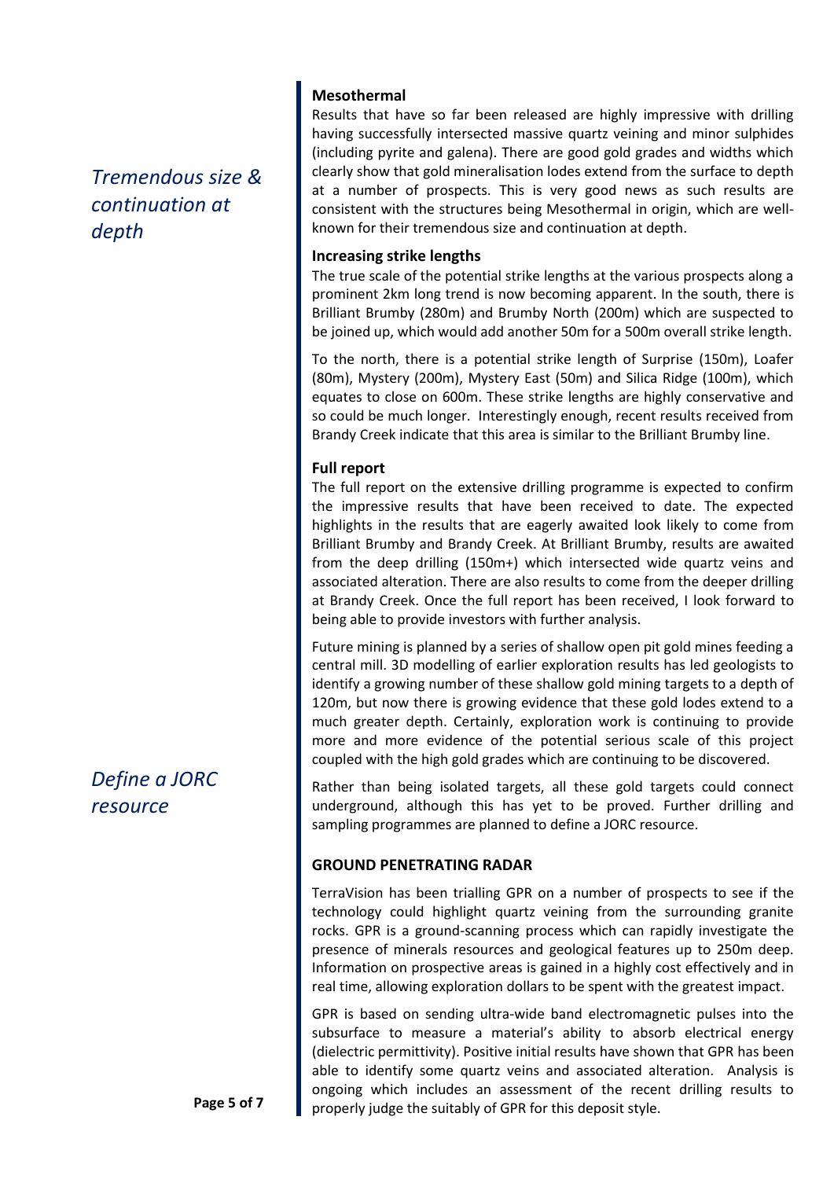*Tremendous size & continuation at depth*

### Mesothermal

Results that have so far been released are highly impressive with drilling having successfully intersected massive quartz veining and minor sulphides (including pyrite and galena). There are good gold grades and widths which clearly show that gold mineralisation lodes extend from the surface to depth at a number of prospects. This is very good news as such results are consistent with the structures being Mesothermal in origin, which are well-known for their tremendous size and continuation at depth.

### Increasing strike lengths

The true scale of the potential strike lengths at the various prospects along a prominent 2km long trend is now becoming apparent. In the south, there is Brilliant Brumby (280m) and Brumby North (200m) which are suspected to be joined up, which would add another 50m for a 500m overall strike length.

To the north, there is a potential strike length of Surprise (150m), Loafer (80m), Mystery (200m), Mystery East (50m) and Silica Ridge (100m), which equates to close on 600m. These strike lengths are highly conservative and so could be much longer. Interestingly enough, recent results received from Brandy Creek indicate that this area is similar to the Brilliant Brumby line.

### Full report

The full report on the extensive drilling programme is expected to confirm the impressive results that have been received to date. The expected highlights in the results that are eagerly awaited look likely to come from Brilliant Brumby and Brandy Creek. At Brilliant Brumby, results are awaited from the deep drilling (150m+) which intersected wide quartz veins and associated alteration. There are also results to come from the deeper drilling at Brandy Creek. Once the full report has been received, I look forward to being able to provide investors with further analysis.

Future mining is planned by a series of shallow open pit gold mines feeding a central mill. 3D modelling of earlier exploration results has led geologists to identify a growing number of these shallow gold mining targets to a depth of 120m, but now there is growing evidence that these gold lodes extend to a much greater depth. Certainly, exploration work is continuing to provide more and more evidence of the potential serious scale of this project coupled with the high gold grades which are continuing to be discovered.

*Define a JORC resource*

Rather than being isolated targets, all these gold targets could connect underground, although this has yet to be proved. Further drilling and sampling programmes are planned to define a JORC resource.

## GROUND PENETRATING RADAR

TerraVision has been trialling GPR on a number of prospects to see if the technology could highlight quartz veining from the surrounding granite rocks. GPR is a ground-scanning process which can rapidly investigate the presence of minerals resources and geological features up to 250m deep. Information on prospective areas is gained in a highly cost effectively and in real time, allowing exploration dollars to be spent with the greatest impact.

GPR is based on sending ultra-wide band electromagnetic pulses into the subsurface to measure a material's ability to absorb electrical energy (dielectric permittivity). Positive initial results have shown that GPR has been able to identify some quartz veins and associated alteration. Analysis is ongoing which includes an assessment of the recent drilling results to properly judge the suitably of GPR for this deposit style.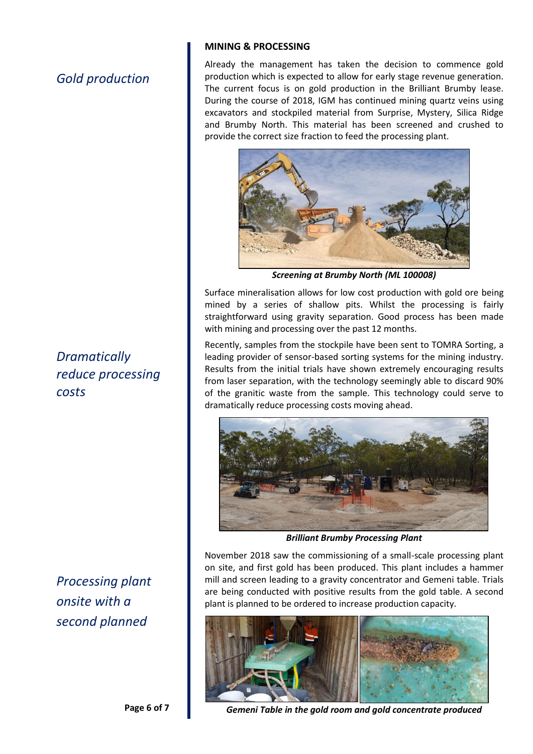## MINING & PROCESSING

*Gold production*

Already the management has taken the decision to commence gold production which is expected to allow for early stage revenue generation. The current focus is on gold production in the Brilliant Brumby lease. During the course of 2018, IGM has continued mining quartz veins using excavators and stockpiled material from Surprise, Mystery, Silica Ridge and Brumby North. This material has been screened and crushed to provide the correct size fraction to feed the processing plant.

***Screening at Brumby North (ML 100008)***

Surface mineralisation allows for low cost production with gold ore being mined by a series of shallow pits. Whilst the processing is fairly straightforward using gravity separation. Good process has been made with mining and processing over the past 12 months.

*Dramatically reduce processing costs*

Recently, samples from the stockpile have been sent to TOMRA Sorting, a leading provider of sensor-based sorting systems for the mining industry. Results from the initial trials have shown extremely encouraging results from laser separation, with the technology seemingly able to discard 90% of the granitic waste from the sample. This technology could serve to dramatically reduce processing costs moving ahead.

***Brilliant Brumby Processing Plant***

*Processing plant onsite with a second planned*

November 2018 saw the commissioning of a small-scale processing plant on site, and first gold has been produced. This plant includes a hammer mill and screen leading to a gravity concentrator and Gemeni table. Trials are being conducted with positive results from the gold table. A second plant is planned to be ordered to increase production capacity.

***Gemeni Table in the gold room and gold concentrate produced***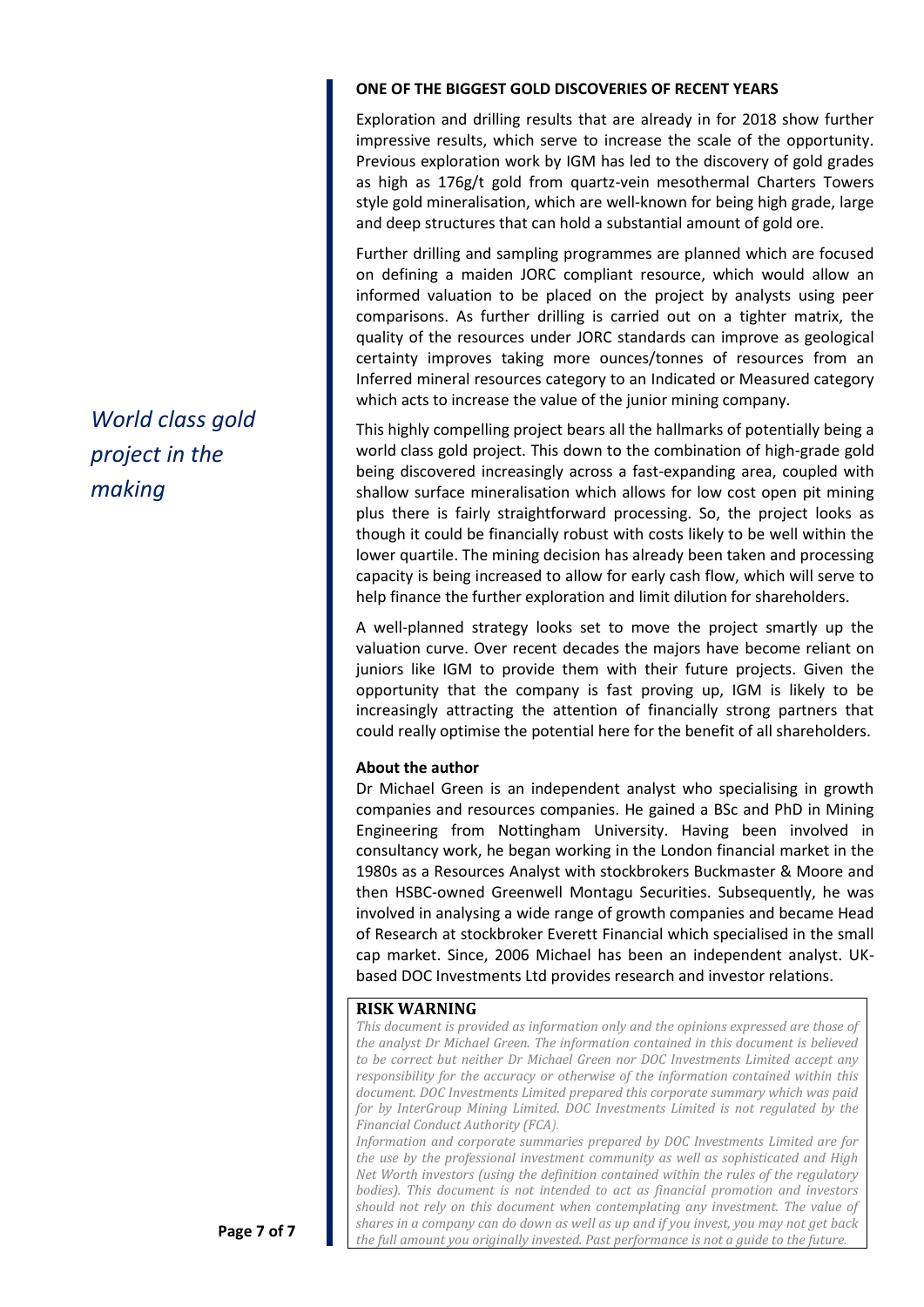## ONE OF THE BIGGEST GOLD DISCOVERIES OF RECENT YEARS

Exploration and drilling results that are already in for 2018 show further impressive results, which serve to increase the scale of the opportunity. Previous exploration work by IGM has led to the discovery of gold grades as high as 176g/t gold from quartz-vein mesothermal Charters Towers style gold mineralisation, which are well-known for being high grade, large and deep structures that can hold a substantial amount of gold ore.

Further drilling and sampling programmes are planned which are focused on defining a maiden JORC compliant resource, which would allow an informed valuation to be placed on the project by analysts using peer comparisons. As further drilling is carried out on a tighter matrix, the quality of the resources under JORC standards can improve as geological certainty improves taking more ounces/tonnes of resources from an Inferred mineral resources category to an Indicated or Measured category which acts to increase the value of the junior mining company.

*World class gold project in the making*

This highly compelling project bears all the hallmarks of potentially being a world class gold project. This down to the combination of high-grade gold being discovered increasingly across a fast-expanding area, coupled with shallow surface mineralisation which allows for low cost open pit mining plus there is fairly straightforward processing. So, the project looks as though it could be financially robust with costs likely to be well within the lower quartile. The mining decision has already been taken and processing capacity is being increased to allow for early cash flow, which will serve to help finance the further exploration and limit dilution for shareholders.

A well-planned strategy looks set to move the project smartly up the valuation curve. Over recent decades the majors have become reliant on juniors like IGM to provide them with their future projects. Given the opportunity that the company is fast proving up, IGM is likely to be increasingly attracting the attention of financially strong partners that could really optimise the potential here for the benefit of all shareholders.

**About the author**

Dr Michael Green is an independent analyst who specialising in growth companies and resources companies. He gained a BSc and PhD in Mining Engineering from Nottingham University. Having been involved in consultancy work, he began working in the London financial market in the 1980s as a Resources Analyst with stockbrokers Buckmaster & Moore and then HSBC-owned Greenwell Montagu Securities. Subsequently, he was involved in analysing a wide range of growth companies and became Head of Research at stockbroker Everett Financial which specialised in the small cap market. Since, 2006 Michael has been an independent analyst. UK-based DOC Investments Ltd provides research and investor relations.

**RISK WARNING**

*This document is provided as information only and the opinions expressed are those of the analyst Dr Michael Green. The information contained in this document is believed to be correct but neither Dr Michael Green nor DOC Investments Limited accept any responsibility for the accuracy or otherwise of the information contained within this document. DOC Investments Limited prepared this corporate summary which was paid for by InterGroup Mining Limited. DOC Investments Limited is not regulated by the Financial Conduct Authority (FCA).*

*Information and corporate summaries prepared by DOC Investments Limited are for the use by the professional investment community as well as sophisticated and High Net Worth investors (using the definition contained within the rules of the regulatory bodies). This document is not intended to act as financial promotion and investors should not rely on this document when contemplating any investment. The value of shares in a company can do down as well as up and if you invest, you may not get back the full amount you originally invested. Past performance is not a guide to the future.*